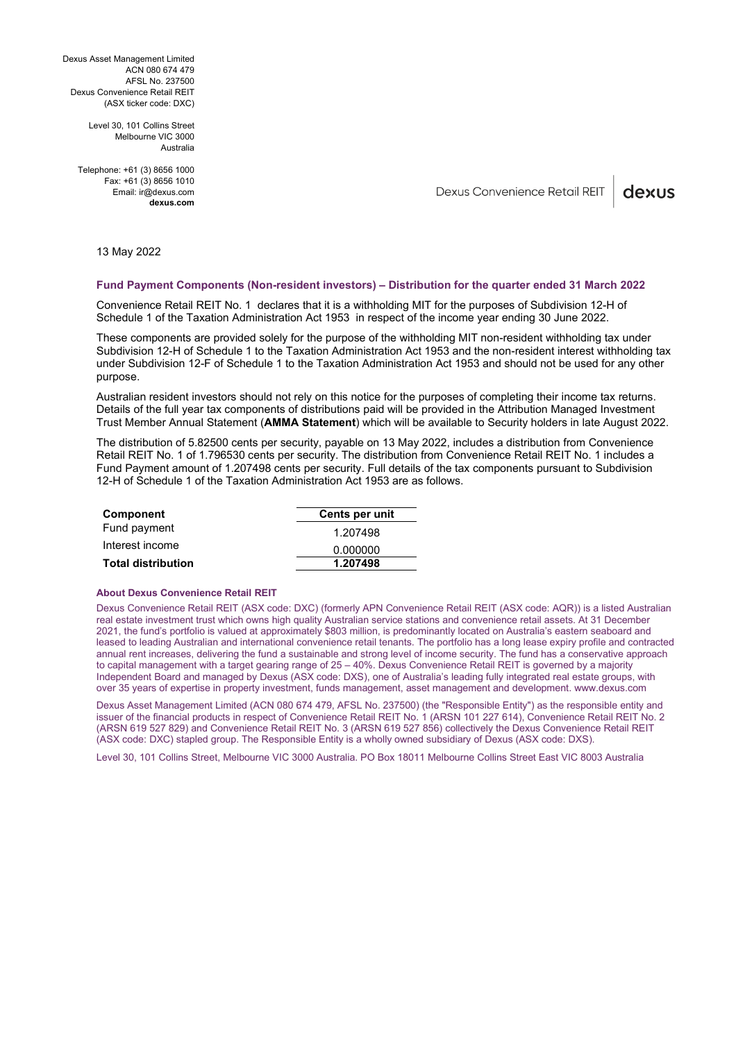Dexus Asset Management Limited
ACN 080 674 479
AFSL No. 237500
Dexus Convenience Retail REIT
(ASX ticker code: DXC)

Level 30, 101 Collins Street
Melbourne VIC 3000
Australia

Telephone: +61 (3) 8656 1000
Fax: +61 (3) 8656 1010
Email: ir@dexus.com
**dexus.com**

Dexus Convenience Retail REIT | dexus

13 May 2022

### Fund Payment Components (Non-resident investors) – Distribution for the quarter ended 31 March 2022

Convenience Retail REIT No. 1 declares that it is a withholding MIT for the purposes of Subdivision 12-H of Schedule 1 of the Taxation Administration Act 1953 in respect of the income year ending 30 June 2022.

These components are provided solely for the purpose of the withholding MIT non-resident withholding tax under Subdivision 12-H of Schedule 1 to the Taxation Administration Act 1953 and the non-resident interest withholding tax under Subdivision 12-F of Schedule 1 to the Taxation Administration Act 1953 and should not be used for any other purpose.

Australian resident investors should not rely on this notice for the purposes of completing their income tax returns. Details of the full year tax components of distributions paid will be provided in the Attribution Managed Investment Trust Member Annual Statement (**AMMA Statement**) which will be available to Security holders in late August 2022.

The distribution of 5.82500 cents per security, payable on 13 May 2022, includes a distribution from Convenience Retail REIT No. 1 of 1.796530 cents per security. The distribution from Convenience Retail REIT No. 1 includes a Fund Payment amount of 1.207498 cents per security. Full details of the tax components pursuant to Subdivision 12-H of Schedule 1 of the Taxation Administration Act 1953 are as follows.

| Component | Cents per unit |
|---|---|
| Fund payment | 1.207498 |
| Interest income | 0.000000 |
| **Total distribution** | **1.207498** |

#### About Dexus Convenience Retail REIT

Dexus Convenience Retail REIT (ASX code: DXC) (formerly APN Convenience Retail REIT (ASX code: AQR)) is a listed Australian real estate investment trust which owns high quality Australian service stations and convenience retail assets. At 31 December 2021, the fund's portfolio is valued at approximately $803 million, is predominantly located on Australia's eastern seaboard and leased to leading Australian and international convenience retail tenants. The portfolio has a long lease expiry profile and contracted annual rent increases, delivering the fund a sustainable and strong level of income security. The fund has a conservative approach to capital management with a target gearing range of 25 – 40%. Dexus Convenience Retail REIT is governed by a majority Independent Board and managed by Dexus (ASX code: DXS), one of Australia's leading fully integrated real estate groups, with over 35 years of expertise in property investment, funds management, asset management and development. www.dexus.com

Dexus Asset Management Limited (ACN 080 674 479, AFSL No. 237500) (the "Responsible Entity") as the responsible entity and issuer of the financial products in respect of Convenience Retail REIT No. 1 (ARSN 101 227 614), Convenience Retail REIT No. 2 (ARSN 619 527 829) and Convenience Retail REIT No. 3 (ARSN 619 527 856) collectively the Dexus Convenience Retail REIT (ASX code: DXC) stapled group. The Responsible Entity is a wholly owned subsidiary of Dexus (ASX code: DXS).

Level 30, 101 Collins Street, Melbourne VIC 3000 Australia. PO Box 18011 Melbourne Collins Street East VIC 8003 Australia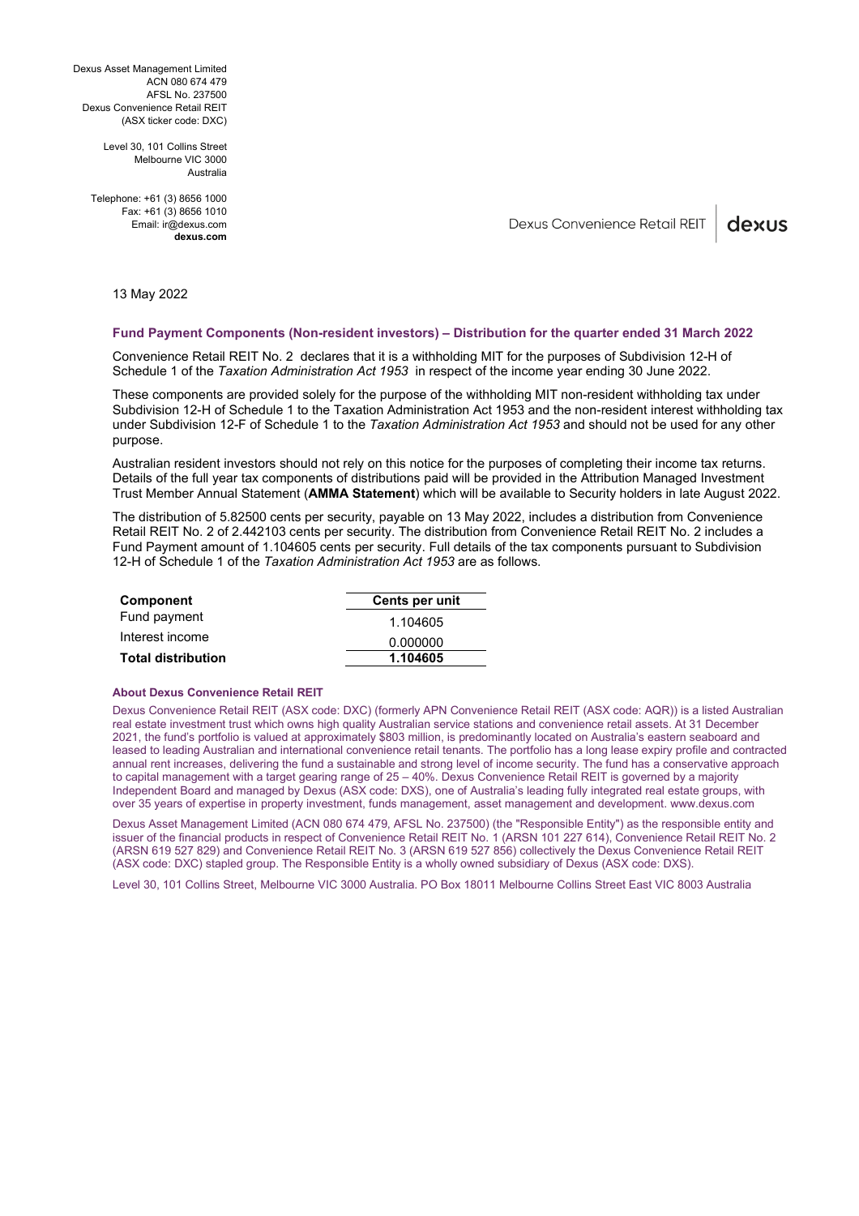Dexus Asset Management Limited
ACN 080 674 479
AFSL No. 237500
Dexus Convenience Retail REIT
(ASX ticker code: DXC)

Level 30, 101 Collins Street
Melbourne VIC 3000
Australia

Telephone: +61 (3) 8656 1000
Fax: +61 (3) 8656 1010
Email: ir@dexus.com
**dexus.com**

Dexus Convenience Retail REIT | dexus

13 May 2022

### Fund Payment Components (Non-resident investors) – Distribution for the quarter ended 31 March 2022

Convenience Retail REIT No. 2 declares that it is a withholding MIT for the purposes of Subdivision 12-H of Schedule 1 of the *Taxation Administration Act 1953* in respect of the income year ending 30 June 2022.

These components are provided solely for the purpose of the withholding MIT non-resident withholding tax under Subdivision 12-H of Schedule 1 to the Taxation Administration Act 1953 and the non-resident interest withholding tax under Subdivision 12-F of Schedule 1 to the *Taxation Administration Act 1953* and should not be used for any other purpose.

Australian resident investors should not rely on this notice for the purposes of completing their income tax returns. Details of the full year tax components of distributions paid will be provided in the Attribution Managed Investment Trust Member Annual Statement (**AMMA Statement**) which will be available to Security holders in late August 2022.

The distribution of 5.82500 cents per security, payable on 13 May 2022, includes a distribution from Convenience Retail REIT No. 2 of 2.442103 cents per security. The distribution from Convenience Retail REIT No. 2 includes a Fund Payment amount of 1.104605 cents per security. Full details of the tax components pursuant to Subdivision 12-H of Schedule 1 of the *Taxation Administration Act 1953* are as follows.

| **Component** | **Cents per unit** |
|---|---|
| Fund payment | 1.104605 |
| Interest income | 0.000000 |
| **Total distribution** | **1.104605** |

#### About Dexus Convenience Retail REIT

Dexus Convenience Retail REIT (ASX code: DXC) (formerly APN Convenience Retail REIT (ASX code: AQR)) is a listed Australian real estate investment trust which owns high quality Australian service stations and convenience retail assets. At 31 December 2021, the fund's portfolio is valued at approximately $803 million, is predominantly located on Australia's eastern seaboard and leased to leading Australian and international convenience retail tenants. The portfolio has a long lease expiry profile and contracted annual rent increases, delivering the fund a sustainable and strong level of income security. The fund has a conservative approach to capital management with a target gearing range of 25 – 40%. Dexus Convenience Retail REIT is governed by a majority Independent Board and managed by Dexus (ASX code: DXS), one of Australia's leading fully integrated real estate groups, with over 35 years of expertise in property investment, funds management, asset management and development. www.dexus.com

Dexus Asset Management Limited (ACN 080 674 479, AFSL No. 237500) (the "Responsible Entity") as the responsible entity and issuer of the financial products in respect of Convenience Retail REIT No. 1 (ARSN 101 227 614), Convenience Retail REIT No. 2 (ARSN 619 527 829) and Convenience Retail REIT No. 3 (ARSN 619 527 856) collectively the Dexus Convenience Retail REIT (ASX code: DXC) stapled group. The Responsible Entity is a wholly owned subsidiary of Dexus (ASX code: DXS).

Level 30, 101 Collins Street, Melbourne VIC 3000 Australia. PO Box 18011 Melbourne Collins Street East VIC 8003 Australia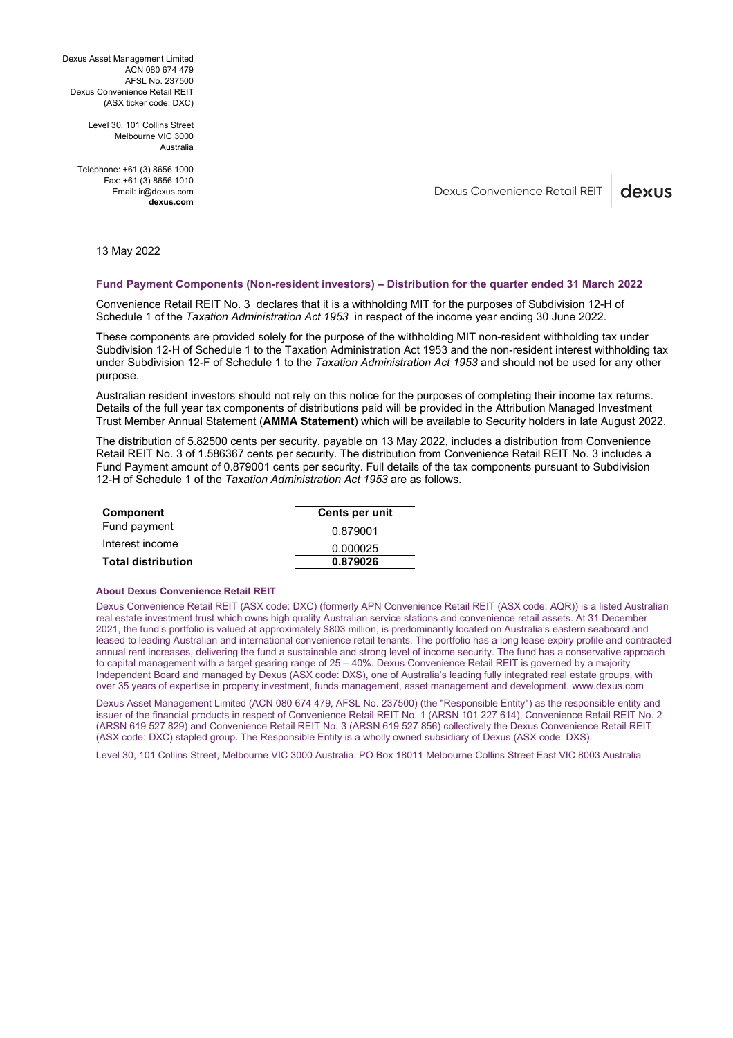Dexus Asset Management Limited
ACN 080 674 479
AFSL No. 237500
Dexus Convenience Retail REIT
(ASX ticker code: DXC)

Level 30, 101 Collins Street
Melbourne VIC 3000
Australia

Telephone: +61 (3) 8656 1000
Fax: +61 (3) 8656 1010
Email: ir@dexus.com
**dexus.com**

Dexus Convenience Retail REIT | dexus

13 May 2022

### Fund Payment Components (Non-resident investors) – Distribution for the quarter ended 31 March 2022

Convenience Retail REIT No. 3 declares that it is a withholding MIT for the purposes of Subdivision 12-H of Schedule 1 of the *Taxation Administration Act 1953* in respect of the income year ending 30 June 2022.

These components are provided solely for the purpose of the withholding MIT non-resident withholding tax under Subdivision 12-H of Schedule 1 to the Taxation Administration Act 1953 and the non-resident interest withholding tax under Subdivision 12-F of Schedule 1 to the *Taxation Administration Act 1953* and should not be used for any other purpose.

Australian resident investors should not rely on this notice for the purposes of completing their income tax returns. Details of the full year tax components of distributions paid will be provided in the Attribution Managed Investment Trust Member Annual Statement (**AMMA Statement**) which will be available to Security holders in late August 2022.

The distribution of 5.82500 cents per security, payable on 13 May 2022, includes a distribution from Convenience Retail REIT No. 3 of 1.586367 cents per security. The distribution from Convenience Retail REIT No. 3 includes a Fund Payment amount of 0.879001 cents per security. Full details of the tax components pursuant to Subdivision 12-H of Schedule 1 of the *Taxation Administration Act 1953* are as follows.

| Component | Cents per unit |
|---|---|
| Fund payment | 0.879001 |
| Interest income | 0.000025 |
| **Total distribution** | **0.879026** |

#### About Dexus Convenience Retail REIT

Dexus Convenience Retail REIT (ASX code: DXC) (formerly APN Convenience Retail REIT (ASX code: AQR)) is a listed Australian real estate investment trust which owns high quality Australian service stations and convenience retail assets. At 31 December 2021, the fund's portfolio is valued at approximately $803 million, is predominantly located on Australia's eastern seaboard and leased to leading Australian and international convenience retail tenants. The portfolio has a long lease expiry profile and contracted annual rent increases, delivering the fund a sustainable and strong level of income security. The fund has a conservative approach to capital management with a target gearing range of 25 – 40%. Dexus Convenience Retail REIT is governed by a majority Independent Board and managed by Dexus (ASX code: DXS), one of Australia's leading fully integrated real estate groups, with over 35 years of expertise in property investment, funds management, asset management and development. www.dexus.com

Dexus Asset Management Limited (ACN 080 674 479, AFSL No. 237500) (the "Responsible Entity") as the responsible entity and issuer of the financial products in respect of Convenience Retail REIT No. 1 (ARSN 101 227 614), Convenience Retail REIT No. 2 (ARSN 619 527 829) and Convenience Retail REIT No. 3 (ARSN 619 527 856) collectively the Dexus Convenience Retail REIT (ASX code: DXC) stapled group. The Responsible Entity is a wholly owned subsidiary of Dexus (ASX code: DXS).

Level 30, 101 Collins Street, Melbourne VIC 3000 Australia. PO Box 18011 Melbourne Collins Street East VIC 8003 Australia